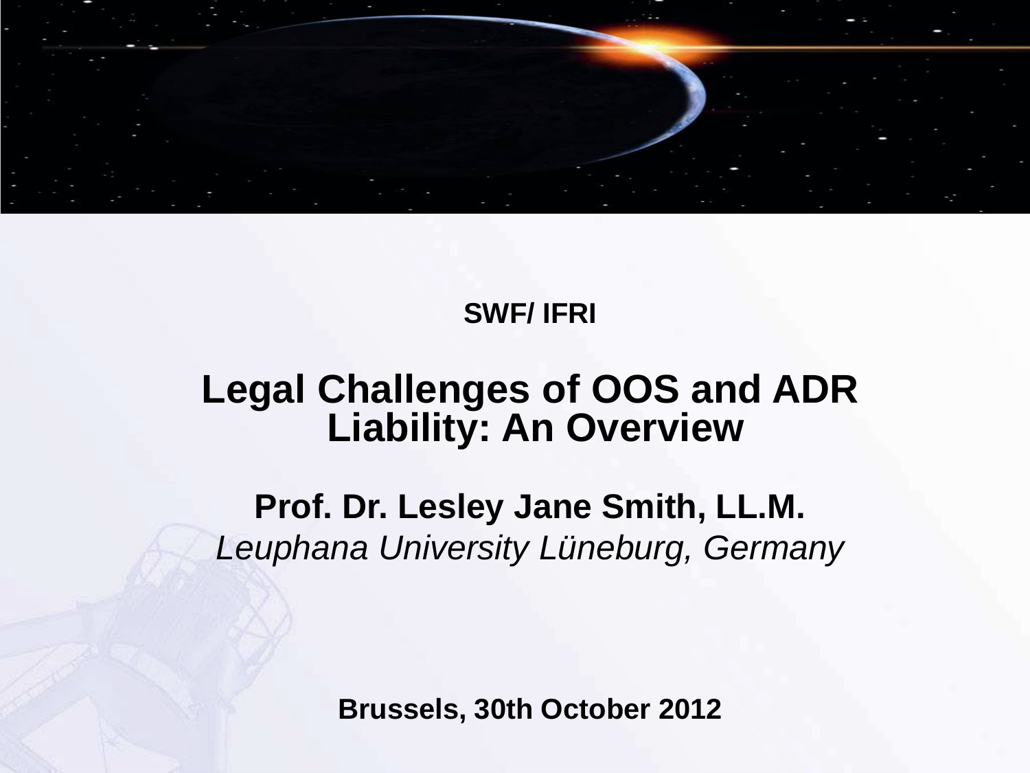**SWF/ IFRI**

# Legal Challenges of OOS and ADR Liability: An Overview

**Prof. Dr. Lesley Jane Smith, LL.M.**

*Leuphana University Lüneburg, Germany*

**Brussels, 30th October 2012**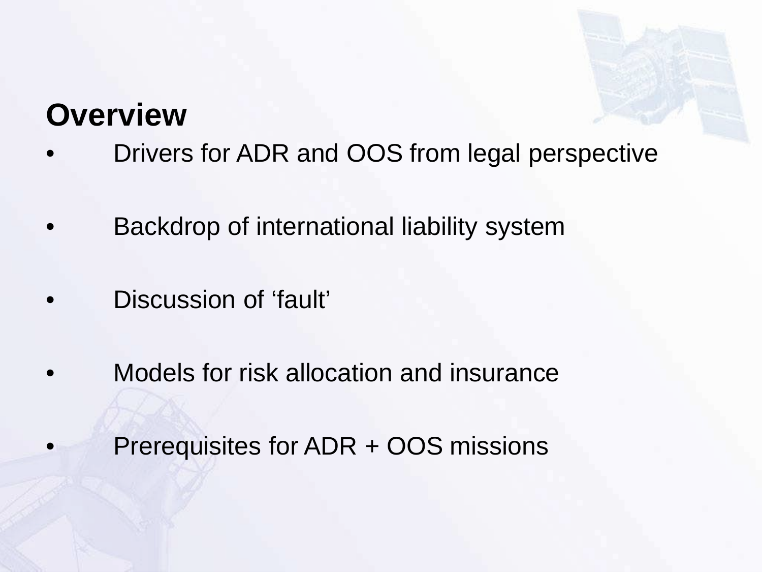## Overview

- Drivers for ADR and OOS from legal perspective
- Backdrop of international liability system
- Discussion of ‘fault’
- Models for risk allocation and insurance
- Prerequisites for ADR + OOS missions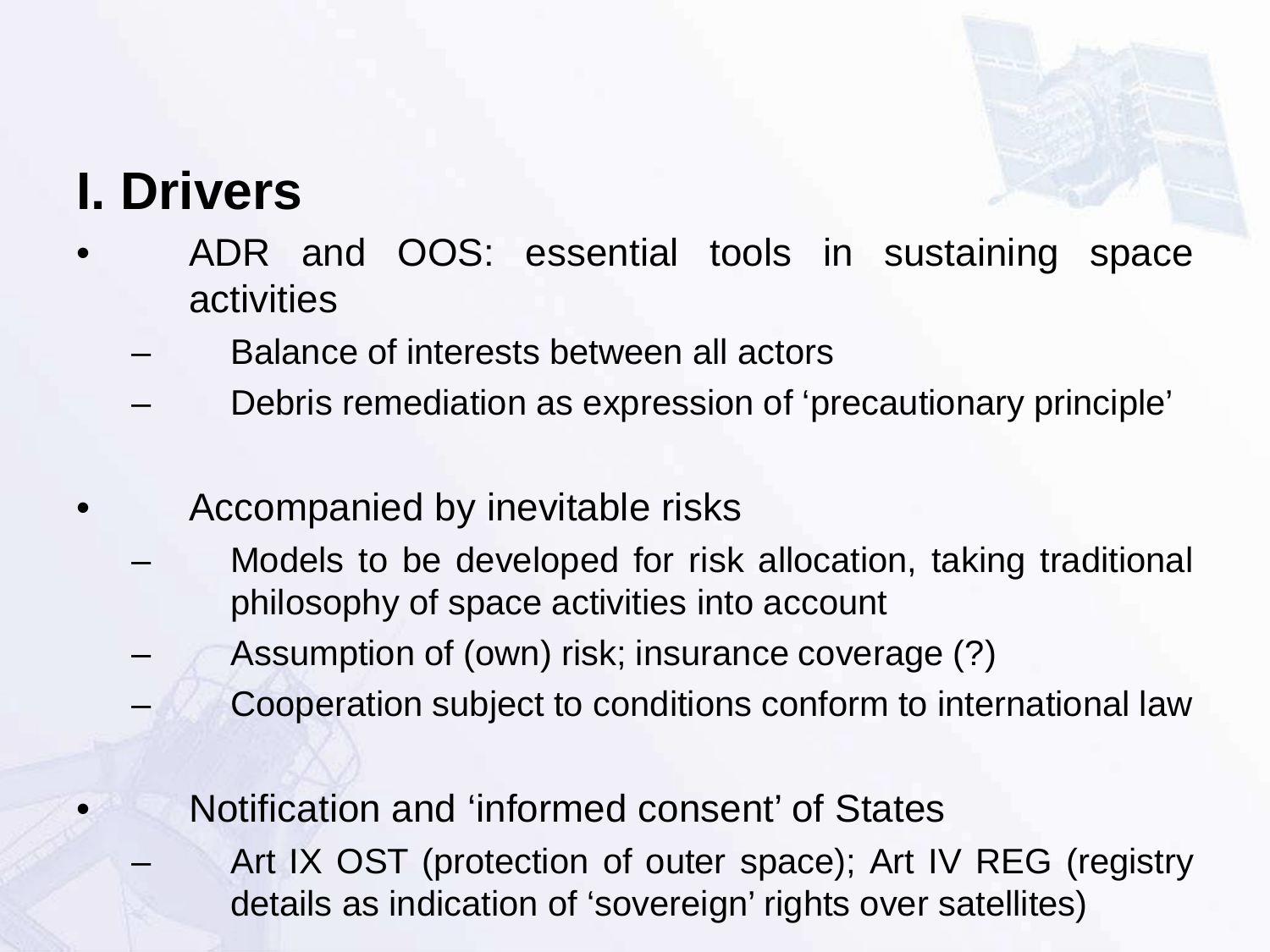# I. Drivers

- ADR and OOS: essential tools in sustaining space activities
  - Balance of interests between all actors
  - Debris remediation as expression of ‘precautionary principle’

- Accompanied by inevitable risks
  - Models to be developed for risk allocation, taking traditional philosophy of space activities into account
  - Assumption of (own) risk; insurance coverage (?)
  - Cooperation subject to conditions conform to international law

- Notification and ‘informed consent’ of States
  - Art IX OST (protection of outer space); Art IV REG (registry details as indication of ‘sovereign’ rights over satellites)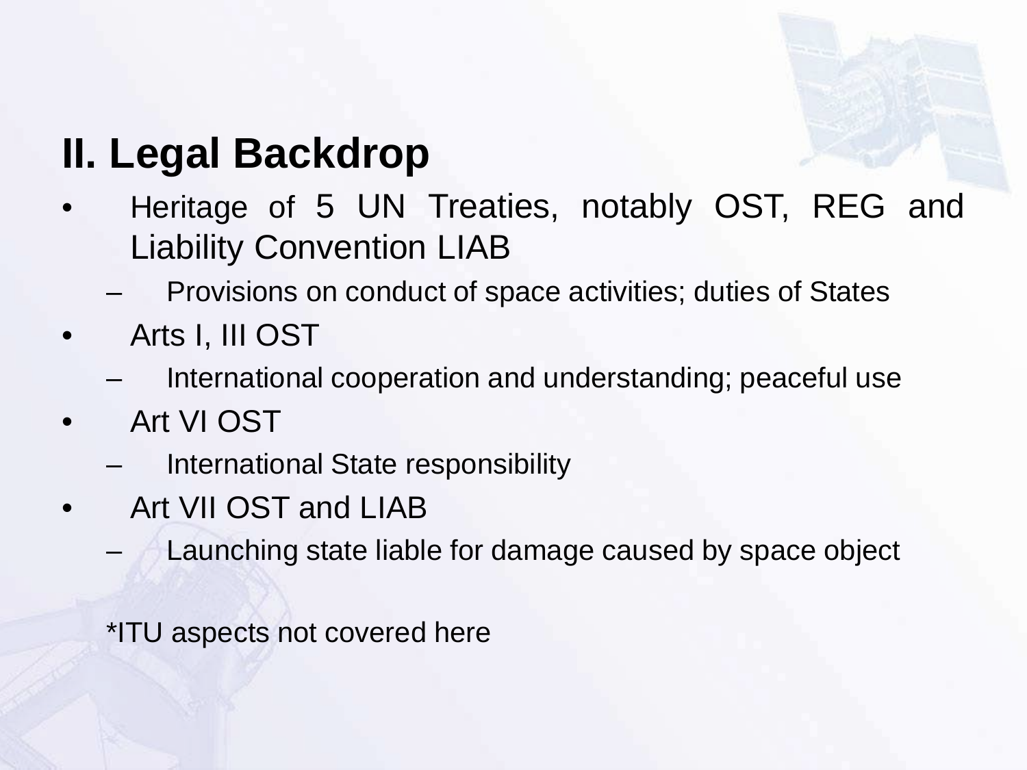## II. Legal Backdrop

- Heritage of 5 UN Treaties, notably OST, REG and Liability Convention LIAB
  - Provisions on conduct of space activities; duties of States
- Arts I, III OST
  - International cooperation and understanding; peaceful use
- Art VI OST
  - International State responsibility
- Art VII OST and LIAB
  - Launching state liable for damage caused by space object

*ITU aspects not covered here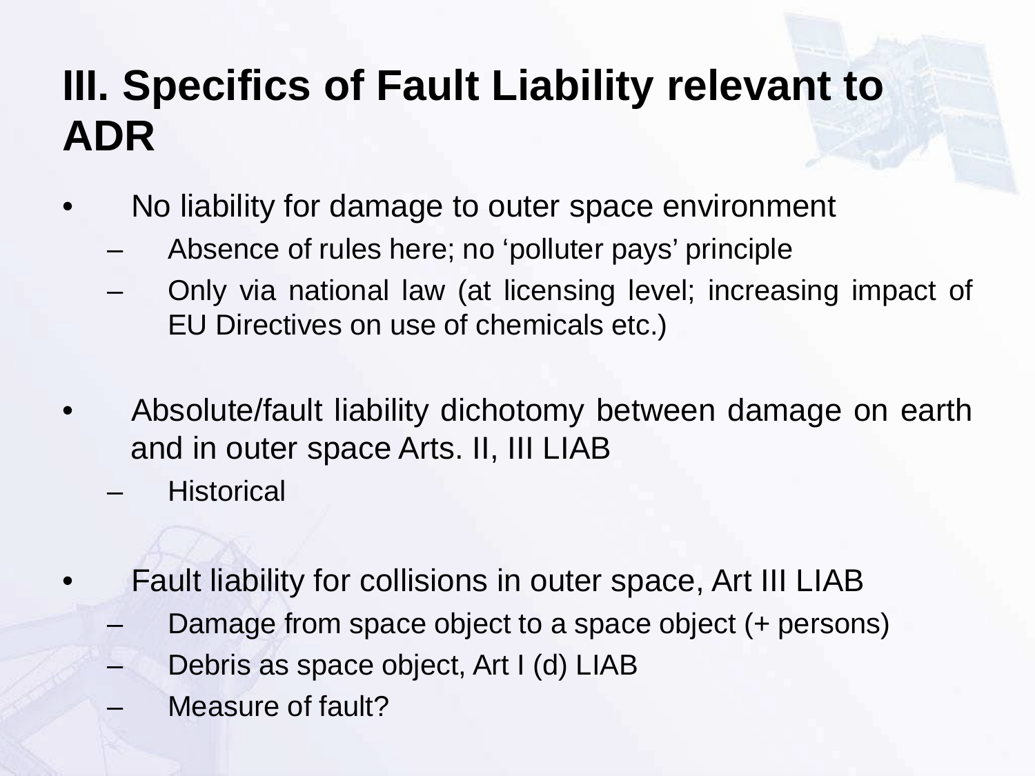# III. Specifics of Fault Liability relevant to ADR

- No liability for damage to outer space environment
  - Absence of rules here; no 'polluter pays' principle
  - Only via national law (at licensing level; increasing impact of EU Directives on use of chemicals etc.)

- Absolute/fault liability dichotomy between damage on earth and in outer space Arts. II, III LIAB
  - Historical

- Fault liability for collisions in outer space, Art III LIAB
  - Damage from space object to a space object (+ persons)
  - Debris as space object, Art I (d) LIAB
  - Measure of fault?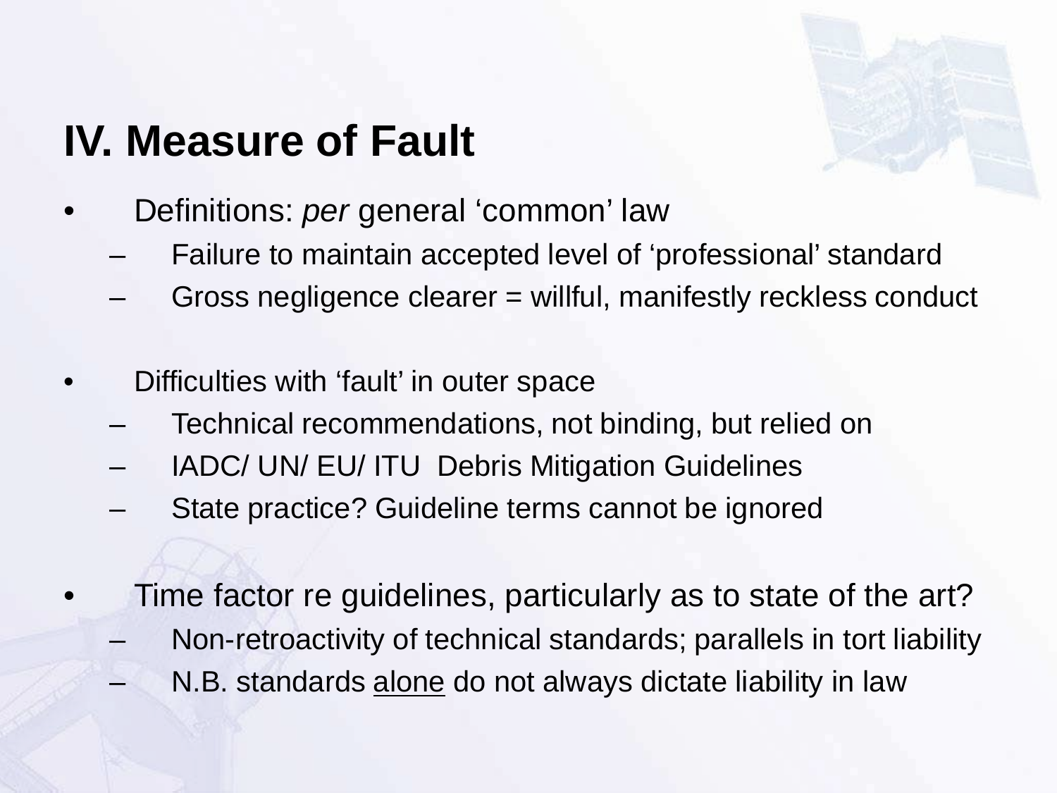# IV. Measure of Fault

- Definitions: *per* general ‘common’ law
  - Failure to maintain accepted level of ‘professional’ standard
  - Gross negligence clearer = willful, manifestly reckless conduct

- Difficulties with ‘fault’ in outer space
  - Technical recommendations, not binding, but relied on
  - IADC/ UN/ EU/ ITU Debris Mitigation Guidelines
  - State practice? Guideline terms cannot be ignored

- Time factor re guidelines, particularly as to state of the art?
  - Non-retroactivity of technical standards; parallels in tort liability
  - N.B. standards <u>alone</u> do not always dictate liability in law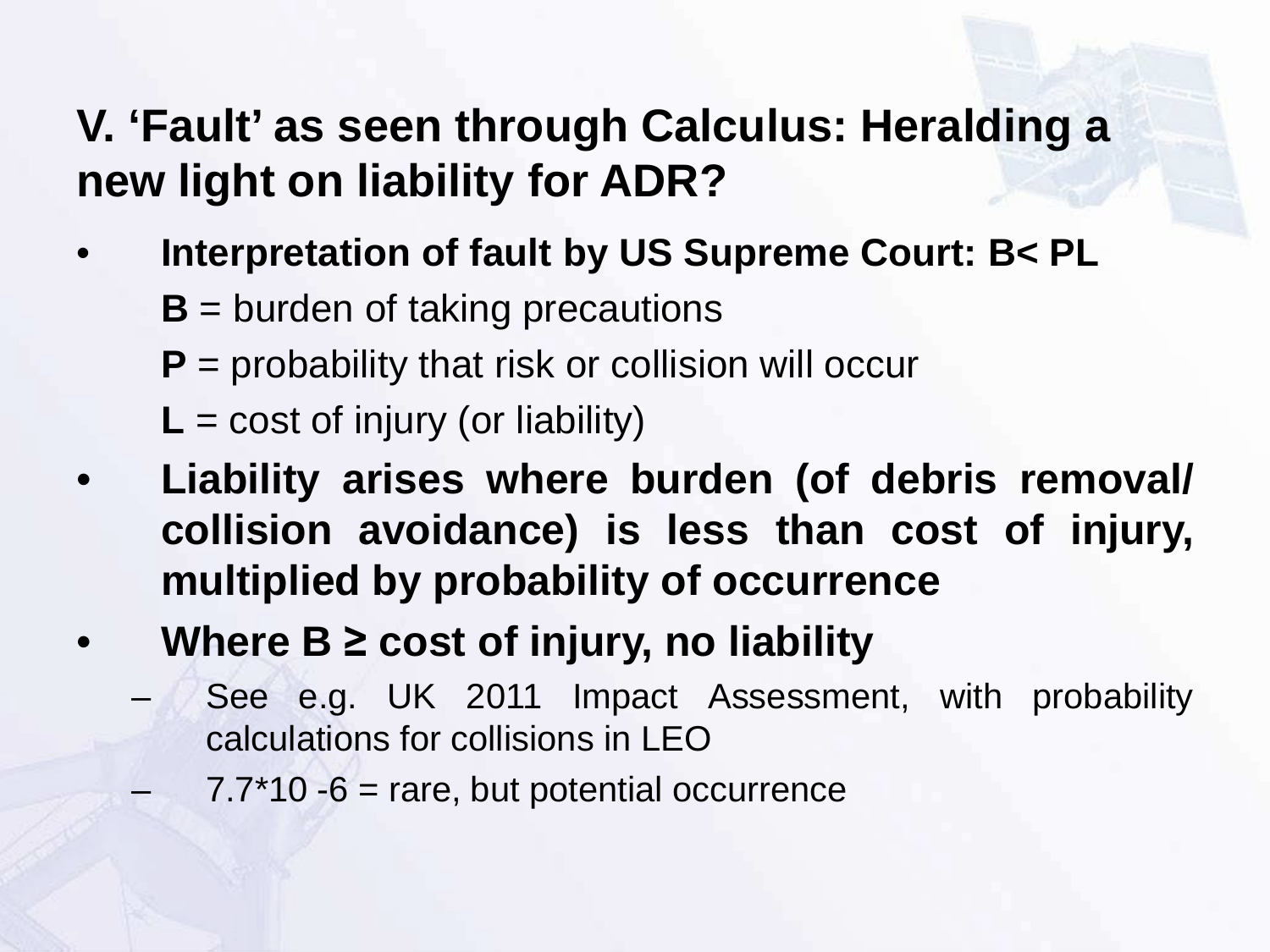## V. 'Fault' as seen through Calculus: Heralding a new light on liability for ADR?

- **Interpretation of fault by US Supreme Court: B< PL**

  **B** = burden of taking precautions

  **P** = probability that risk or collision will occur

  **L** = cost of injury (or liability)

- **Liability arises where burden (of debris removal/ collision avoidance) is less than cost of injury, multiplied by probability of occurrence**
- **Where B ≥ cost of injury, no liability**
  - See e.g. UK 2011 Impact Assessment, with probability calculations for collisions in LEO
  - 7.7*10 -6 = rare, but potential occurrence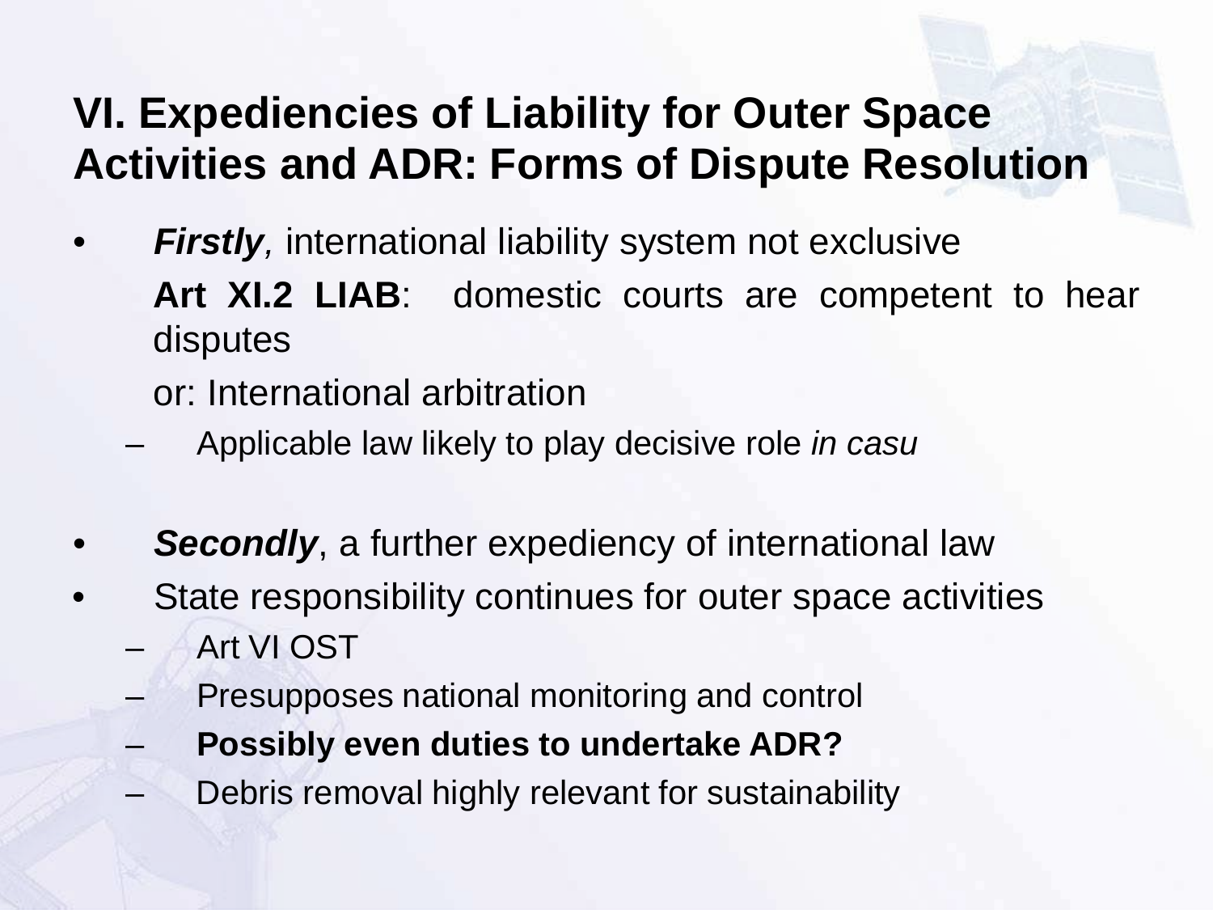## VI. Expediencies of Liability for Outer Space Activities and ADR: Forms of Dispute Resolution

- ***Firstly***, international liability system not exclusive

  **Art XI.2 LIAB**: domestic courts are competent to hear disputes

  or: International arbitration

  - Applicable law likely to play decisive role *in casu*

- ***Secondly***, a further expediency of international law
- State responsibility continues for outer space activities
  - Art VI OST
  - Presupposes national monitoring and control
  - **Possibly even duties to undertake ADR?**
  - Debris removal highly relevant for sustainability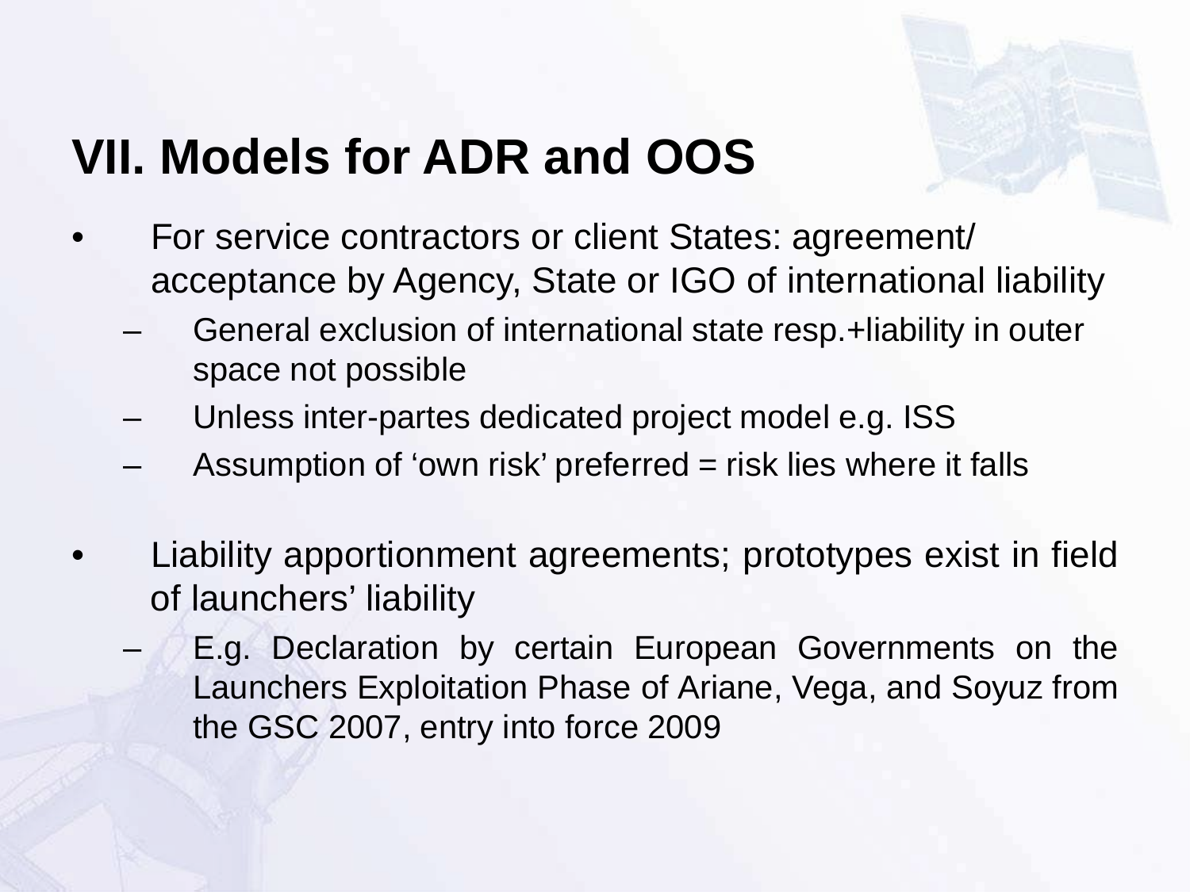# VII. Models for ADR and OOS

- For service contractors or client States: agreement/ acceptance by Agency, State or IGO of international liability
  - General exclusion of international state resp.+liability in outer space not possible
  - Unless inter-partes dedicated project model e.g. ISS
  - Assumption of 'own risk' preferred = risk lies where it falls

- Liability apportionment agreements; prototypes exist in field of launchers' liability
  - E.g. Declaration by certain European Governments on the Launchers Exploitation Phase of Ariane, Vega, and Soyuz from the GSC 2007, entry into force 2009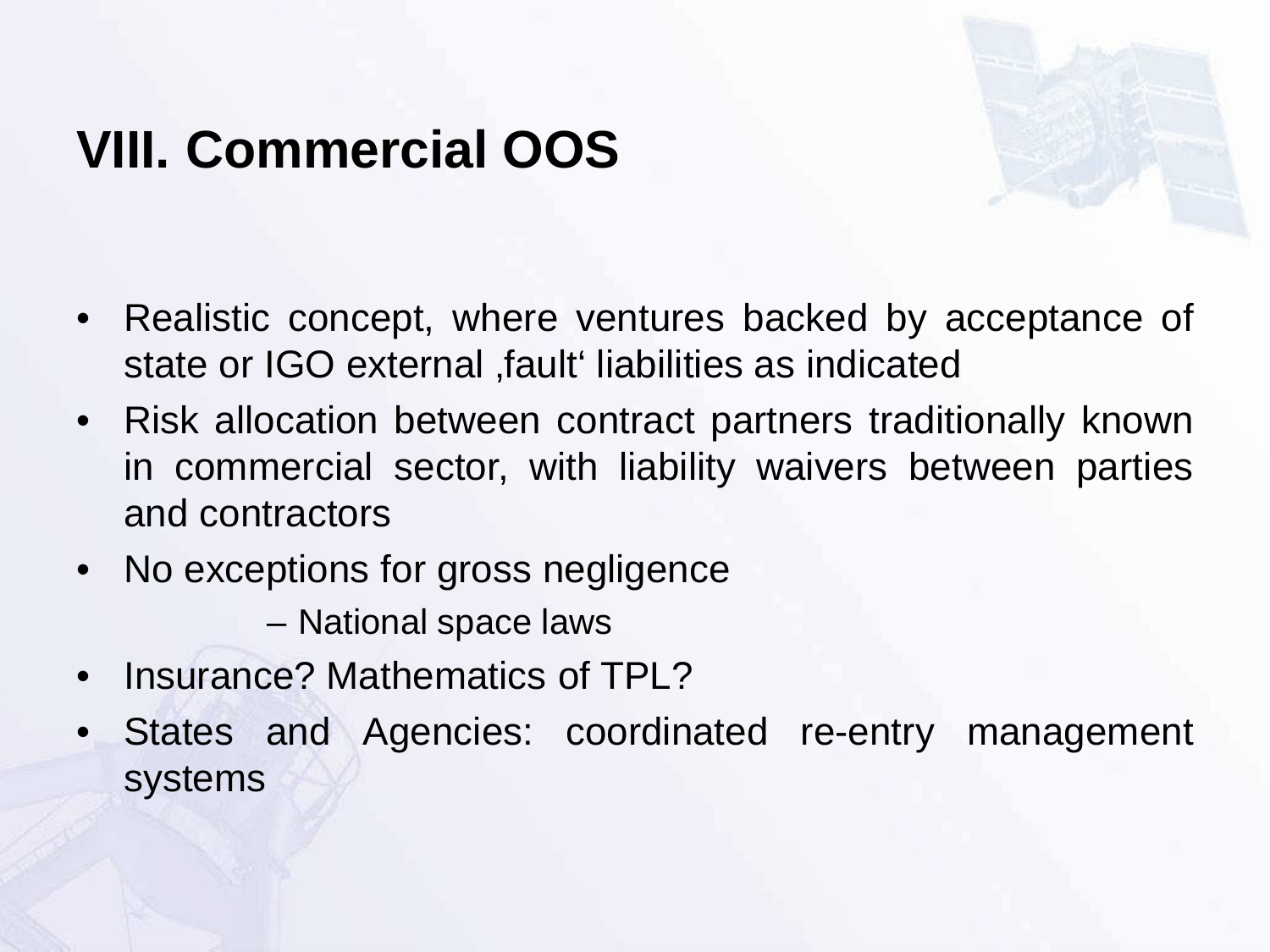# VIII. Commercial OOS

- Realistic concept, where ventures backed by acceptance of state or IGO external ‚fault‘ liabilities as indicated
- Risk allocation between contract partners traditionally known in commercial sector, with liability waivers between parties and contractors
- No exceptions for gross negligence
  - National space laws
- Insurance? Mathematics of TPL?
- States and Agencies: coordinated re-entry management systems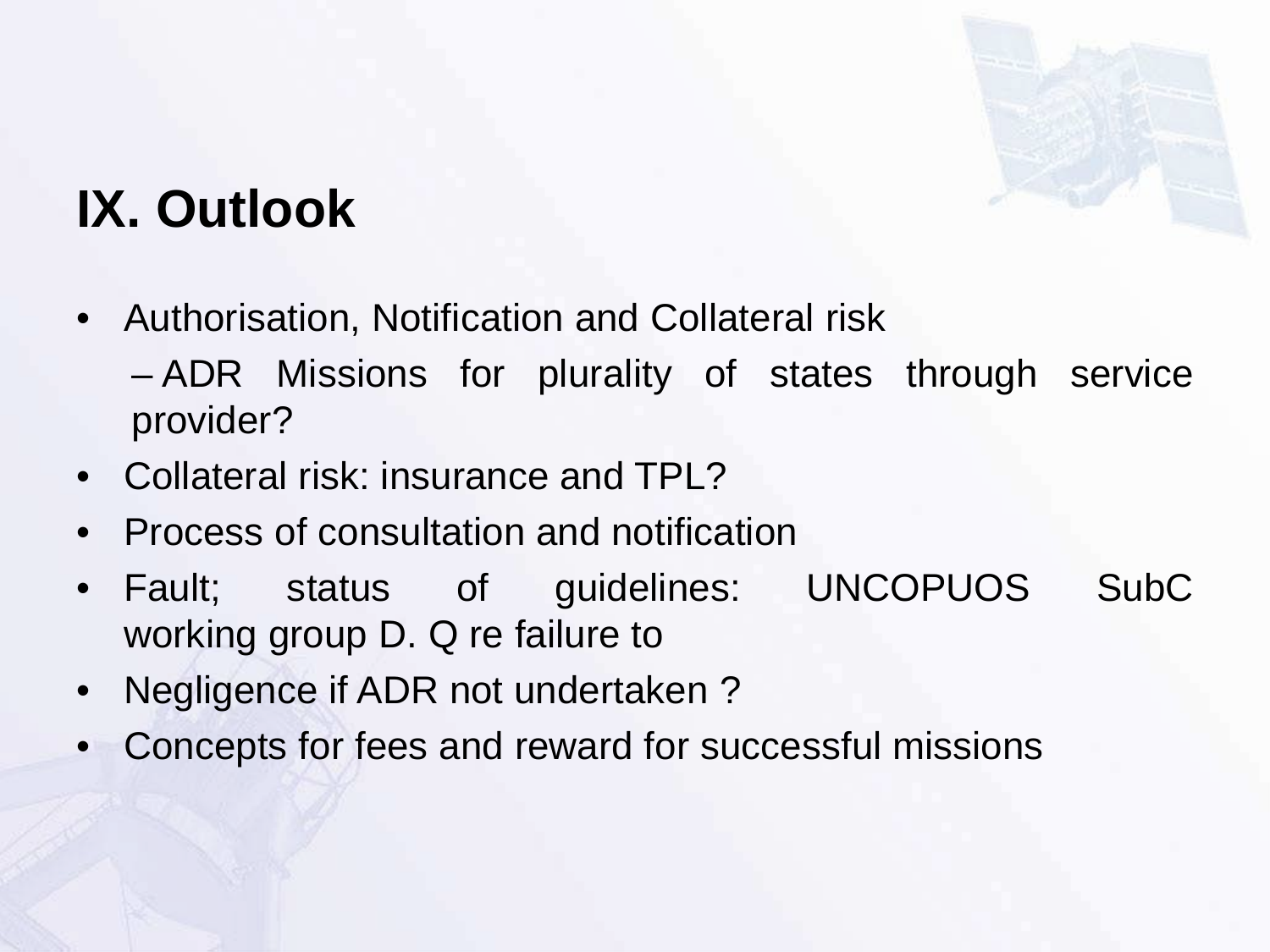# IX. Outlook

- Authorisation, Notification and Collateral risk
  - ADR Missions for plurality of states through service provider?
- Collateral risk: insurance and TPL?
- Process of consultation and notification
- Fault; status of guidelines: UNCOPUOS SubC working group D. Q re failure to
- Negligence if ADR not undertaken ?
- Concepts for fees and reward for successful missions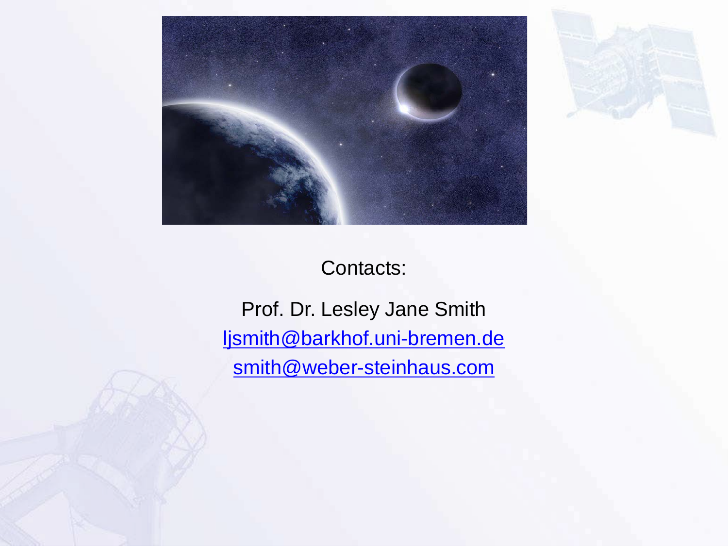Contacts:

Prof. Dr. Lesley Jane Smith

ljsmith@barkhof.uni-bremen.de

smith@weber-steinhaus.com